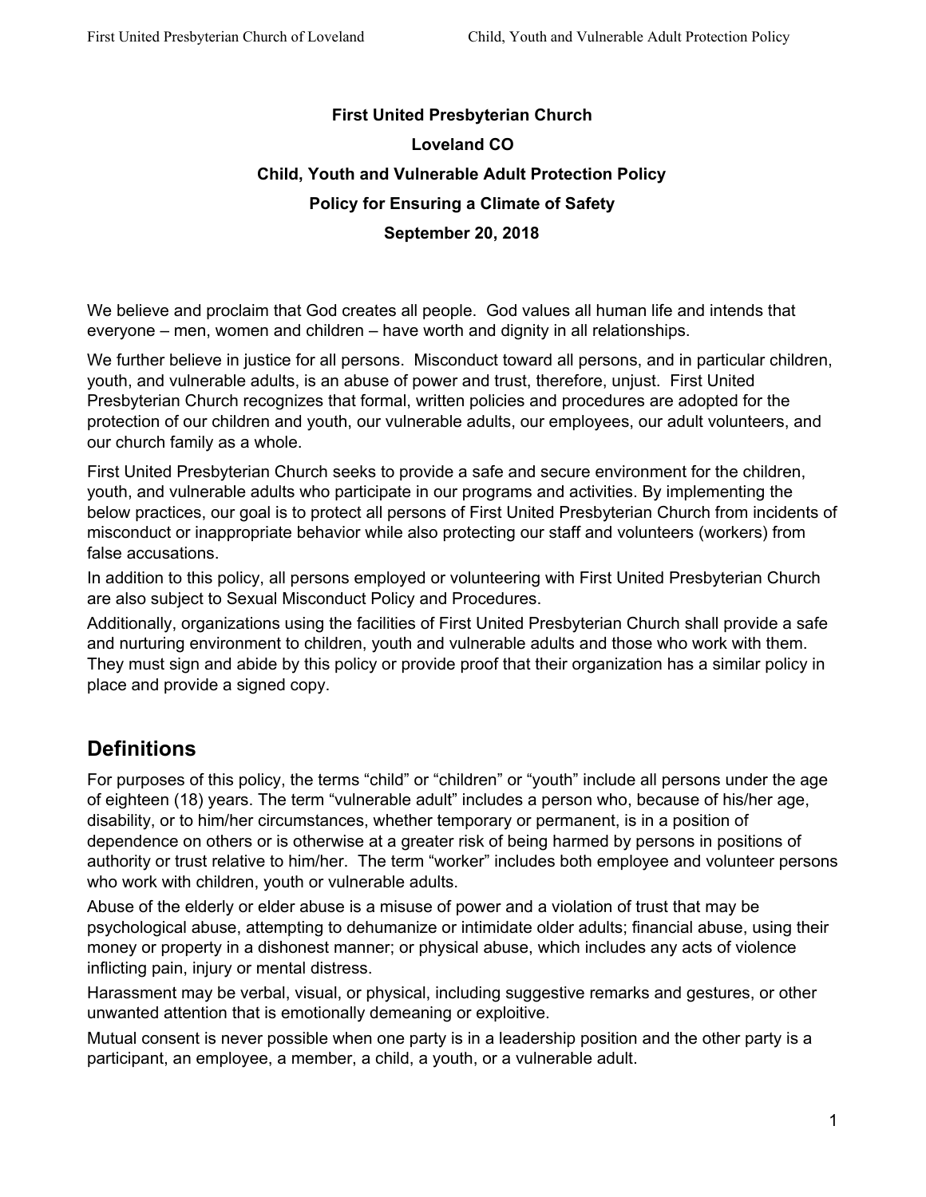**First United Presbyterian Church**

**Loveland CO**

**Child, Youth and Vulnerable Adult Protection Policy**

**Policy for Ensuring a Climate of Safety**

**September 20, 2018**

We believe and proclaim that God creates all people. God values all human life and intends that everyone – men, women and children – have worth and dignity in all relationships.

We further believe in justice for all persons. Misconduct toward all persons, and in particular children, youth, and vulnerable adults, is an abuse of power and trust, therefore, unjust. First United Presbyterian Church recognizes that formal, written policies and procedures are adopted for the protection of our children and youth, our vulnerable adults, our employees, our adult volunteers, and our church family as a whole.

First United Presbyterian Church seeks to provide a safe and secure environment for the children, youth, and vulnerable adults who participate in our programs and activities. By implementing the below practices, our goal is to protect all persons of First United Presbyterian Church from incidents of misconduct or inappropriate behavior while also protecting our staff and volunteers (workers) from false accusations.

In addition to this policy, all persons employed or volunteering with First United Presbyterian Church are also subject to Sexual Misconduct Policy and Procedures.

Additionally, organizations using the facilities of First United Presbyterian Church shall provide a safe and nurturing environment to children, youth and vulnerable adults and those who work with them. They must sign and abide by this policy or provide proof that their organization has a similar policy in place and provide a signed copy.

## Definitions

For purposes of this policy, the terms “child” or “children” or “youth” include all persons under the age of eighteen (18) years. The term “vulnerable adult” includes a person who, because of his/her age, disability, or to him/her circumstances, whether temporary or permanent, is in a position of dependence on others or is otherwise at a greater risk of being harmed by persons in positions of authority or trust relative to him/her. The term “worker” includes both employee and volunteer persons who work with children, youth or vulnerable adults.

Abuse of the elderly or elder abuse is a misuse of power and a violation of trust that may be psychological abuse, attempting to dehumanize or intimidate older adults; financial abuse, using their money or property in a dishonest manner; or physical abuse, which includes any acts of violence inflicting pain, injury or mental distress.

Harassment may be verbal, visual, or physical, including suggestive remarks and gestures, or other unwanted attention that is emotionally demeaning or exploitive.

Mutual consent is never possible when one party is in a leadership position and the other party is a participant, an employee, a member, a child, a youth, or a vulnerable adult.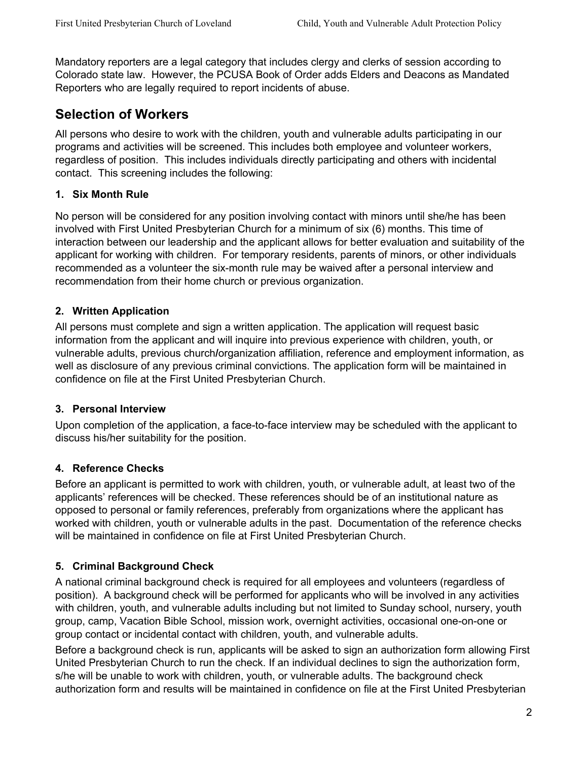Mandatory reporters are a legal category that includes clergy and clerks of session according to Colorado state law. However, the PCUSA Book of Order adds Elders and Deacons as Mandated Reporters who are legally required to report incidents of abuse.

## Selection of Workers

All persons who desire to work with the children, youth and vulnerable adults participating in our programs and activities will be screened. This includes both employee and volunteer workers, regardless of position. This includes individuals directly participating and others with incidental contact. This screening includes the following:

### 1. Six Month Rule

No person will be considered for any position involving contact with minors until she/he has been involved with First United Presbyterian Church for a minimum of six (6) months. This time of interaction between our leadership and the applicant allows for better evaluation and suitability of the applicant for working with children. For temporary residents, parents of minors, or other individuals recommended as a volunteer the six-month rule may be waived after a personal interview and recommendation from their home church or previous organization.

### 2. Written Application

All persons must complete and sign a written application. The application will request basic information from the applicant and will inquire into previous experience with children, youth, or vulnerable adults, previous church/organization affiliation, reference and employment information, as well as disclosure of any previous criminal convictions. The application form will be maintained in confidence on file at the First United Presbyterian Church.

### 3. Personal Interview

Upon completion of the application, a face-to-face interview may be scheduled with the applicant to discuss his/her suitability for the position.

### 4. Reference Checks

Before an applicant is permitted to work with children, youth, or vulnerable adult, at least two of the applicants' references will be checked. These references should be of an institutional nature as opposed to personal or family references, preferably from organizations where the applicant has worked with children, youth or vulnerable adults in the past. Documentation of the reference checks will be maintained in confidence on file at First United Presbyterian Church.

### 5. Criminal Background Check

A national criminal background check is required for all employees and volunteers (regardless of position). A background check will be performed for applicants who will be involved in any activities with children, youth, and vulnerable adults including but not limited to Sunday school, nursery, youth group, camp, Vacation Bible School, mission work, overnight activities, occasional one-on-one or group contact or incidental contact with children, youth, and vulnerable adults.

Before a background check is run, applicants will be asked to sign an authorization form allowing First United Presbyterian Church to run the check. If an individual declines to sign the authorization form, s/he will be unable to work with children, youth, or vulnerable adults. The background check authorization form and results will be maintained in confidence on file at the First United Presbyterian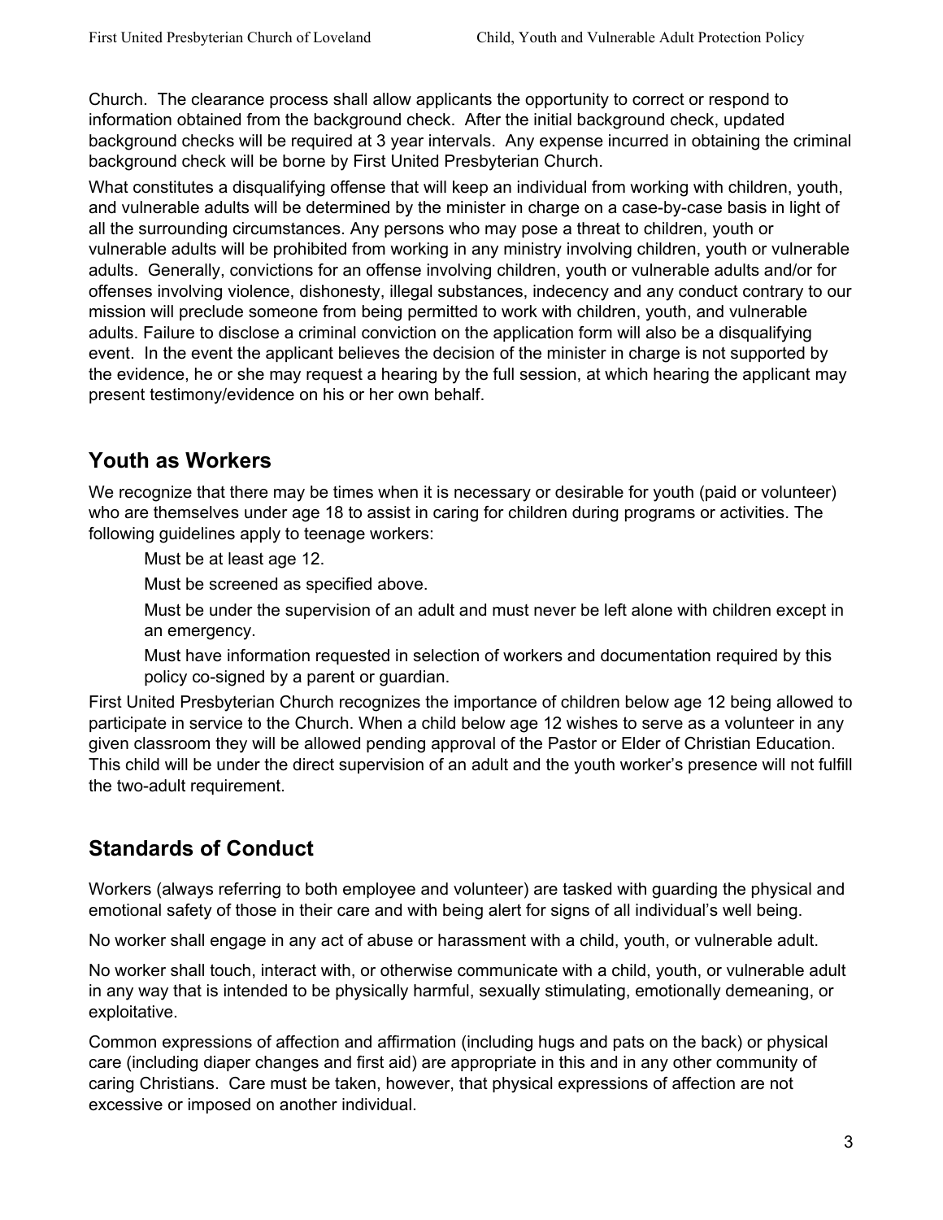Church. The clearance process shall allow applicants the opportunity to correct or respond to information obtained from the background check. After the initial background check, updated background checks will be required at 3 year intervals. Any expense incurred in obtaining the criminal background check will be borne by First United Presbyterian Church.

What constitutes a disqualifying offense that will keep an individual from working with children, youth, and vulnerable adults will be determined by the minister in charge on a case-by-case basis in light of all the surrounding circumstances. Any persons who may pose a threat to children, youth or vulnerable adults will be prohibited from working in any ministry involving children, youth or vulnerable adults. Generally, convictions for an offense involving children, youth or vulnerable adults and/or for offenses involving violence, dishonesty, illegal substances, indecency and any conduct contrary to our mission will preclude someone from being permitted to work with children, youth, and vulnerable adults. Failure to disclose a criminal conviction on the application form will also be a disqualifying event. In the event the applicant believes the decision of the minister in charge is not supported by the evidence, he or she may request a hearing by the full session, at which hearing the applicant may present testimony/evidence on his or her own behalf.

## Youth as Workers

We recognize that there may be times when it is necessary or desirable for youth (paid or volunteer) who are themselves under age 18 to assist in caring for children during programs or activities. The following guidelines apply to teenage workers:

- Must be at least age 12.
- Must be screened as specified above.
- Must be under the supervision of an adult and must never be left alone with children except in an emergency.
- Must have information requested in selection of workers and documentation required by this policy co-signed by a parent or guardian.

First United Presbyterian Church recognizes the importance of children below age 12 being allowed to participate in service to the Church. When a child below age 12 wishes to serve as a volunteer in any given classroom they will be allowed pending approval of the Pastor or Elder of Christian Education. This child will be under the direct supervision of an adult and the youth worker's presence will not fulfill the two-adult requirement.

## Standards of Conduct

Workers (always referring to both employee and volunteer) are tasked with guarding the physical and emotional safety of those in their care and with being alert for signs of all individual's well being.

No worker shall engage in any act of abuse or harassment with a child, youth, or vulnerable adult.

No worker shall touch, interact with, or otherwise communicate with a child, youth, or vulnerable adult in any way that is intended to be physically harmful, sexually stimulating, emotionally demeaning, or exploitative.

Common expressions of affection and affirmation (including hugs and pats on the back) or physical care (including diaper changes and first aid) are appropriate in this and in any other community of caring Christians. Care must be taken, however, that physical expressions of affection are not excessive or imposed on another individual.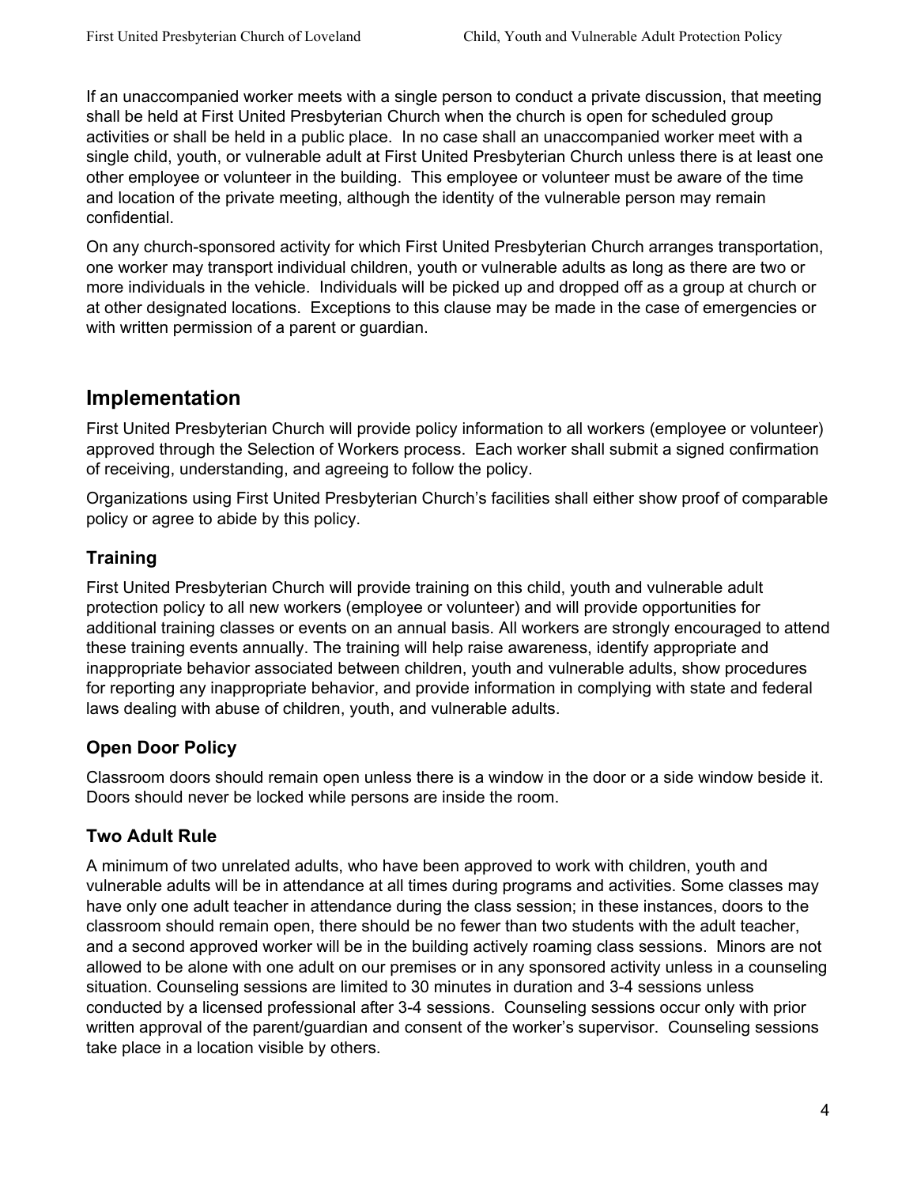If an unaccompanied worker meets with a single person to conduct a private discussion, that meeting shall be held at First United Presbyterian Church when the church is open for scheduled group activities or shall be held in a public place. In no case shall an unaccompanied worker meet with a single child, youth, or vulnerable adult at First United Presbyterian Church unless there is at least one other employee or volunteer in the building. This employee or volunteer must be aware of the time and location of the private meeting, although the identity of the vulnerable person may remain confidential.

On any church-sponsored activity for which First United Presbyterian Church arranges transportation, one worker may transport individual children, youth or vulnerable adults as long as there are two or more individuals in the vehicle. Individuals will be picked up and dropped off as a group at church or at other designated locations. Exceptions to this clause may be made in the case of emergencies or with written permission of a parent or guardian.

## Implementation

First United Presbyterian Church will provide policy information to all workers (employee or volunteer) approved through the Selection of Workers process. Each worker shall submit a signed confirmation of receiving, understanding, and agreeing to follow the policy.

Organizations using First United Presbyterian Church's facilities shall either show proof of comparable policy or agree to abide by this policy.

### Training

First United Presbyterian Church will provide training on this child, youth and vulnerable adult protection policy to all new workers (employee or volunteer) and will provide opportunities for additional training classes or events on an annual basis. All workers are strongly encouraged to attend these training events annually. The training will help raise awareness, identify appropriate and inappropriate behavior associated between children, youth and vulnerable adults, show procedures for reporting any inappropriate behavior, and provide information in complying with state and federal laws dealing with abuse of children, youth, and vulnerable adults.

### Open Door Policy

Classroom doors should remain open unless there is a window in the door or a side window beside it. Doors should never be locked while persons are inside the room.

### Two Adult Rule

A minimum of two unrelated adults, who have been approved to work with children, youth and vulnerable adults will be in attendance at all times during programs and activities. Some classes may have only one adult teacher in attendance during the class session; in these instances, doors to the classroom should remain open, there should be no fewer than two students with the adult teacher, and a second approved worker will be in the building actively roaming class sessions. Minors are not allowed to be alone with one adult on our premises or in any sponsored activity unless in a counseling situation. Counseling sessions are limited to 30 minutes in duration and 3-4 sessions unless conducted by a licensed professional after 3-4 sessions. Counseling sessions occur only with prior written approval of the parent/guardian and consent of the worker's supervisor. Counseling sessions take place in a location visible by others.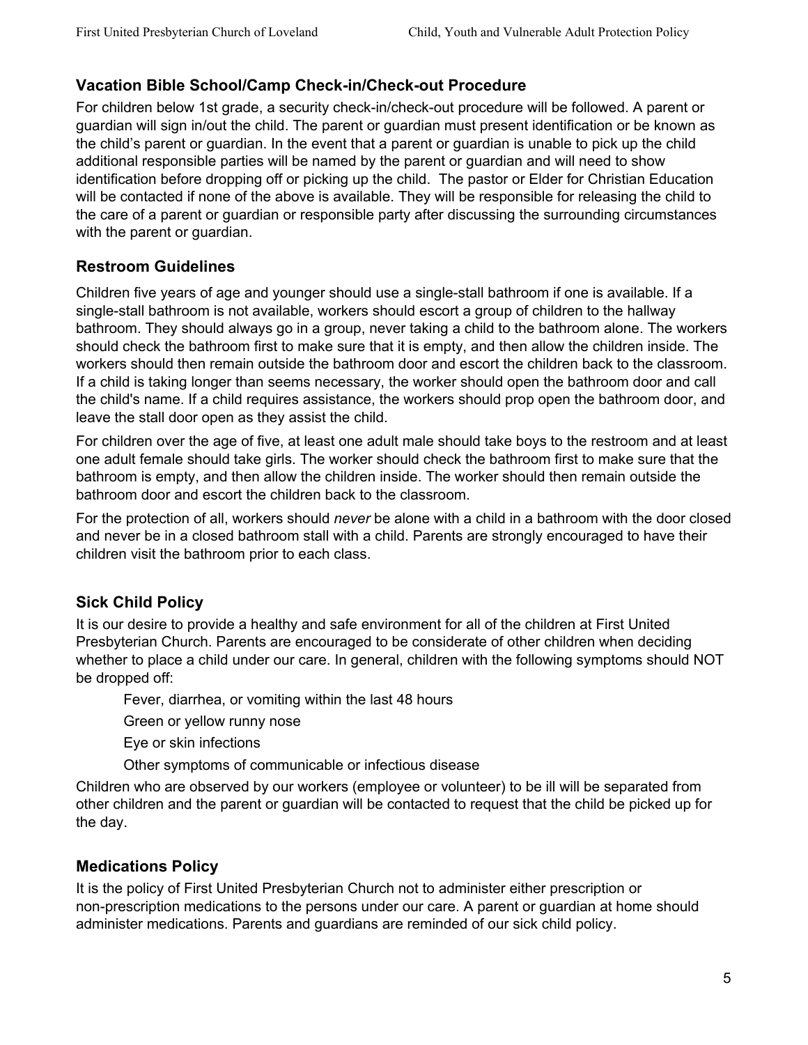### Vacation Bible School/Camp Check-in/Check-out Procedure

For children below 1st grade, a security check-in/check-out procedure will be followed. A parent or guardian will sign in/out the child. The parent or guardian must present identification or be known as the child's parent or guardian. In the event that a parent or guardian is unable to pick up the child additional responsible parties will be named by the parent or guardian and will need to show identification before dropping off or picking up the child. The pastor or Elder for Christian Education will be contacted if none of the above is available. They will be responsible for releasing the child to the care of a parent or guardian or responsible party after discussing the surrounding circumstances with the parent or guardian.

### Restroom Guidelines

Children five years of age and younger should use a single-stall bathroom if one is available. If a single-stall bathroom is not available, workers should escort a group of children to the hallway bathroom. They should always go in a group, never taking a child to the bathroom alone. The workers should check the bathroom first to make sure that it is empty, and then allow the children inside. The workers should then remain outside the bathroom door and escort the children back to the classroom. If a child is taking longer than seems necessary, the worker should open the bathroom door and call the child's name. If a child requires assistance, the workers should prop open the bathroom door, and leave the stall door open as they assist the child.

For children over the age of five, at least one adult male should take boys to the restroom and at least one adult female should take girls. The worker should check the bathroom first to make sure that the bathroom is empty, and then allow the children inside. The worker should then remain outside the bathroom door and escort the children back to the classroom.

For the protection of all, workers should *never* be alone with a child in a bathroom with the door closed and never be in a closed bathroom stall with a child. Parents are strongly encouraged to have their children visit the bathroom prior to each class.

### Sick Child Policy

It is our desire to provide a healthy and safe environment for all of the children at First United Presbyterian Church. Parents are encouraged to be considerate of other children when deciding whether to place a child under our care. In general, children with the following symptoms should NOT be dropped off:

- Fever, diarrhea, or vomiting within the last 48 hours
- Green or yellow runny nose
- Eye or skin infections
- Other symptoms of communicable or infectious disease

Children who are observed by our workers (employee or volunteer) to be ill will be separated from other children and the parent or guardian will be contacted to request that the child be picked up for the day.

### Medications Policy

It is the policy of First United Presbyterian Church not to administer either prescription or non-prescription medications to the persons under our care. A parent or guardian at home should administer medications. Parents and guardians are reminded of our sick child policy.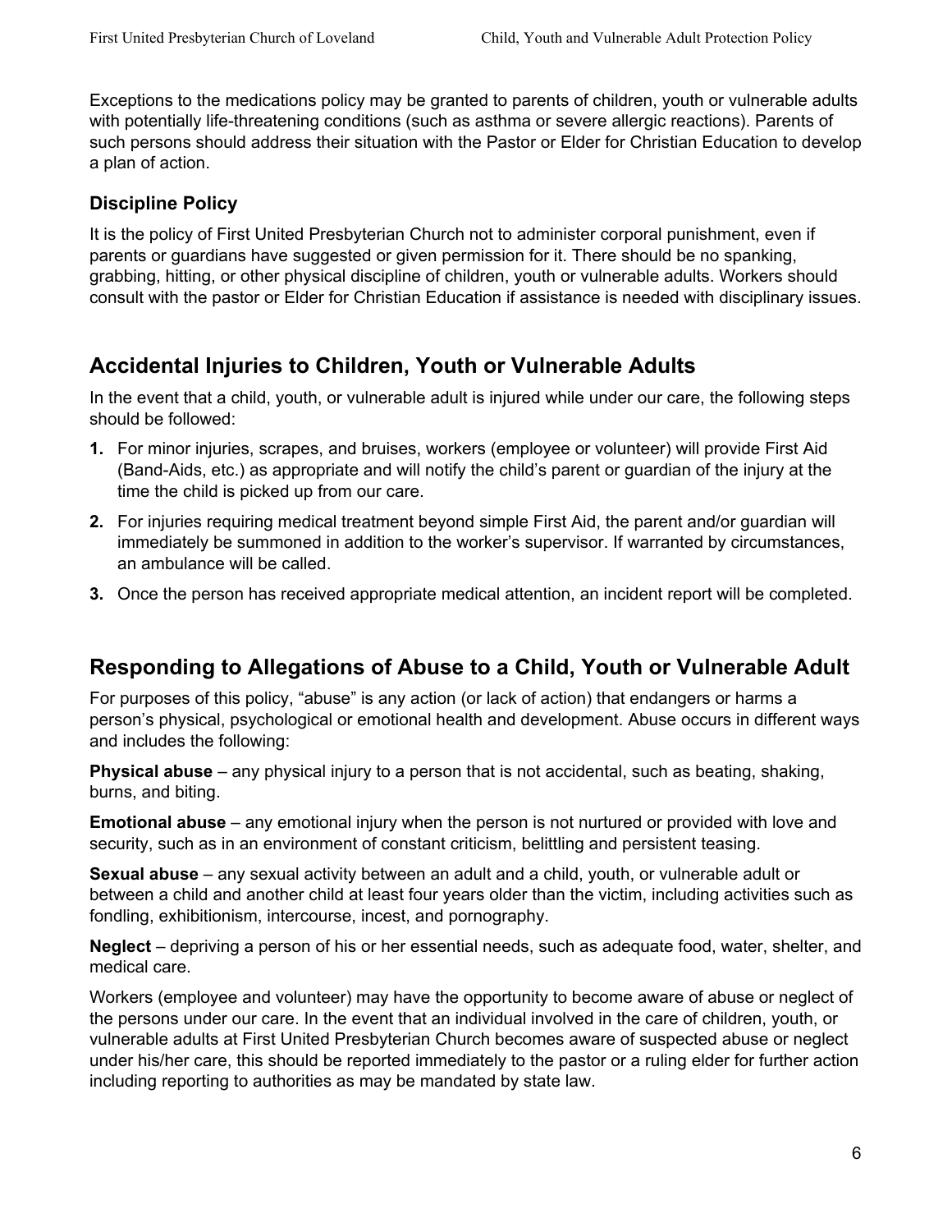Exceptions to the medications policy may be granted to parents of children, youth or vulnerable adults with potentially life-threatening conditions (such as asthma or severe allergic reactions). Parents of such persons should address their situation with the Pastor or Elder for Christian Education to develop a plan of action.

### Discipline Policy

It is the policy of First United Presbyterian Church not to administer corporal punishment, even if parents or guardians have suggested or given permission for it. There should be no spanking, grabbing, hitting, or other physical discipline of children, youth or vulnerable adults. Workers should consult with the pastor or Elder for Christian Education if assistance is needed with disciplinary issues.

## Accidental Injuries to Children, Youth or Vulnerable Adults

In the event that a child, youth, or vulnerable adult is injured while under our care, the following steps should be followed:

1. For minor injuries, scrapes, and bruises, workers (employee or volunteer) will provide First Aid (Band-Aids, etc.) as appropriate and will notify the child's parent or guardian of the injury at the time the child is picked up from our care.
2. For injuries requiring medical treatment beyond simple First Aid, the parent and/or guardian will immediately be summoned in addition to the worker's supervisor. If warranted by circumstances, an ambulance will be called.
3. Once the person has received appropriate medical attention, an incident report will be completed.

## Responding to Allegations of Abuse to a Child, Youth or Vulnerable Adult

For purposes of this policy, "abuse" is any action (or lack of action) that endangers or harms a person's physical, psychological or emotional health and development. Abuse occurs in different ways and includes the following:

**Physical abuse** – any physical injury to a person that is not accidental, such as beating, shaking, burns, and biting.

**Emotional abuse** – any emotional injury when the person is not nurtured or provided with love and security, such as in an environment of constant criticism, belittling and persistent teasing.

**Sexual abuse** – any sexual activity between an adult and a child, youth, or vulnerable adult or between a child and another child at least four years older than the victim, including activities such as fondling, exhibitionism, intercourse, incest, and pornography.

**Neglect** – depriving a person of his or her essential needs, such as adequate food, water, shelter, and medical care.

Workers (employee and volunteer) may have the opportunity to become aware of abuse or neglect of the persons under our care. In the event that an individual involved in the care of children, youth, or vulnerable adults at First United Presbyterian Church becomes aware of suspected abuse or neglect under his/her care, this should be reported immediately to the pastor or a ruling elder for further action including reporting to authorities as may be mandated by state law.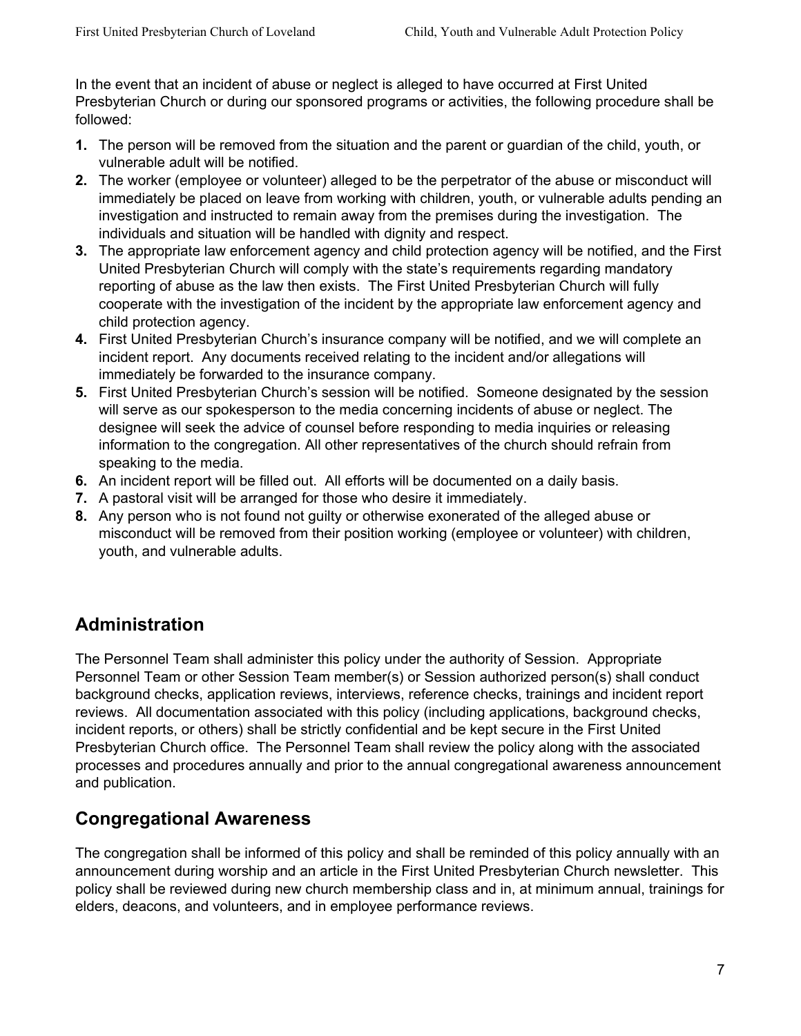In the event that an incident of abuse or neglect is alleged to have occurred at First United Presbyterian Church or during our sponsored programs or activities, the following procedure shall be followed:

1. The person will be removed from the situation and the parent or guardian of the child, youth, or vulnerable adult will be notified.
2. The worker (employee or volunteer) alleged to be the perpetrator of the abuse or misconduct will immediately be placed on leave from working with children, youth, or vulnerable adults pending an investigation and instructed to remain away from the premises during the investigation. The individuals and situation will be handled with dignity and respect.
3. The appropriate law enforcement agency and child protection agency will be notified, and the First United Presbyterian Church will comply with the state's requirements regarding mandatory reporting of abuse as the law then exists. The First United Presbyterian Church will fully cooperate with the investigation of the incident by the appropriate law enforcement agency and child protection agency.
4. First United Presbyterian Church's insurance company will be notified, and we will complete an incident report. Any documents received relating to the incident and/or allegations will immediately be forwarded to the insurance company.
5. First United Presbyterian Church's session will be notified. Someone designated by the session will serve as our spokesperson to the media concerning incidents of abuse or neglect. The designee will seek the advice of counsel before responding to media inquiries or releasing information to the congregation. All other representatives of the church should refrain from speaking to the media.
6. An incident report will be filled out. All efforts will be documented on a daily basis.
7. A pastoral visit will be arranged for those who desire it immediately.
8. Any person who is not found not guilty or otherwise exonerated of the alleged abuse or misconduct will be removed from their position working (employee or volunteer) with children, youth, and vulnerable adults.

## Administration

The Personnel Team shall administer this policy under the authority of Session. Appropriate Personnel Team or other Session Team member(s) or Session authorized person(s) shall conduct background checks, application reviews, interviews, reference checks, trainings and incident report reviews. All documentation associated with this policy (including applications, background checks, incident reports, or others) shall be strictly confidential and be kept secure in the First United Presbyterian Church office. The Personnel Team shall review the policy along with the associated processes and procedures annually and prior to the annual congregational awareness announcement and publication.

## Congregational Awareness

The congregation shall be informed of this policy and shall be reminded of this policy annually with an announcement during worship and an article in the First United Presbyterian Church newsletter. This policy shall be reviewed during new church membership class and in, at minimum annual, trainings for elders, deacons, and volunteers, and in employee performance reviews.